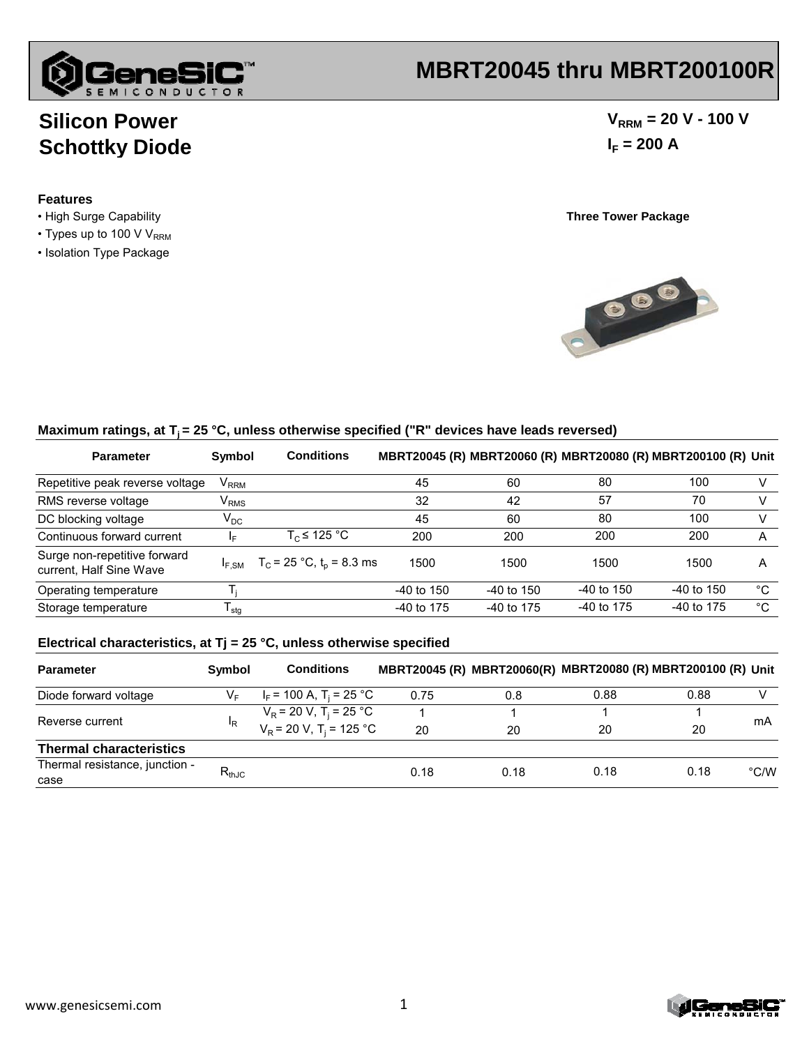# MBRT20045 thru MBRT200100R

## Silicon Power Schottky Diode

$V_{RRM}$ = 20 V - 100 V

$I_F$ = 200 A

### Features

- High Surge Capability
- Types up to 100 V $V_{RRM}$
- Isolation Type Package

**Three Tower Package**

### Maximum ratings, at $T_j$ = 25 °C, unless otherwise specified ("R" devices have leads reversed)

| Parameter | Symbol | Conditions | MBRT20045 (R) | MBRT20060 (R) | MBRT20080 (R) | MBRT200100 (R) | Unit |
|---|---|---|---|---|---|---|---|
| Repetitive peak reverse voltage | $V_{RRM}$ | | 45 | 60 | 80 | 100 | V |
| RMS reverse voltage | $V_{RMS}$ | | 32 | 42 | 57 | 70 | V |
| DC blocking voltage | $V_{DC}$ | | 45 | 60 | 80 | 100 | V |
| Continuous forward current | $I_F$ | $T_C \leq$ 125 °C | 200 | 200 | 200 | 200 | A |
| Surge non-repetitive forward current, Half Sine Wave | $I_{F,SM}$ | $T_C$ = 25 °C, $t_p$ = 8.3 ms | 1500 | 1500 | 1500 | 1500 | A |
| Operating temperature | $T_j$ | | -40 to 150 | -40 to 150 | -40 to 150 | -40 to 150 | °C |
| Storage temperature | $T_{stg}$ | | -40 to 175 | -40 to 175 | -40 to 175 | -40 to 175 | °C |

### Electrical characteristics, at Tj = 25 °C, unless otherwise specified

| Parameter | Symbol | Conditions | MBRT20045 (R) | MBRT20060(R) | MBRT20080 (R) | MBRT200100 (R) | Unit |
|---|---|---|---|---|---|---|---|
| Diode forward voltage | $V_F$ | $I_F$ = 100 A, $T_j$ = 25 °C | 0.75 | 0.8 | 0.88 | 0.88 | V |
| Reverse current | $I_R$ | $V_R$ = 20 V, $T_j$ = 25 °C | 1 | 1 | 1 | 1 | mA |
| | | $V_R$ = 20 V, $T_j$ = 125 °C | 20 | 20 | 20 | 20 | |
| **Thermal characteristics** | | | | | | | |
| Thermal resistance, junction - case | $R_{thJC}$ | | 0.18 | 0.18 | 0.18 | 0.18 | °C/W |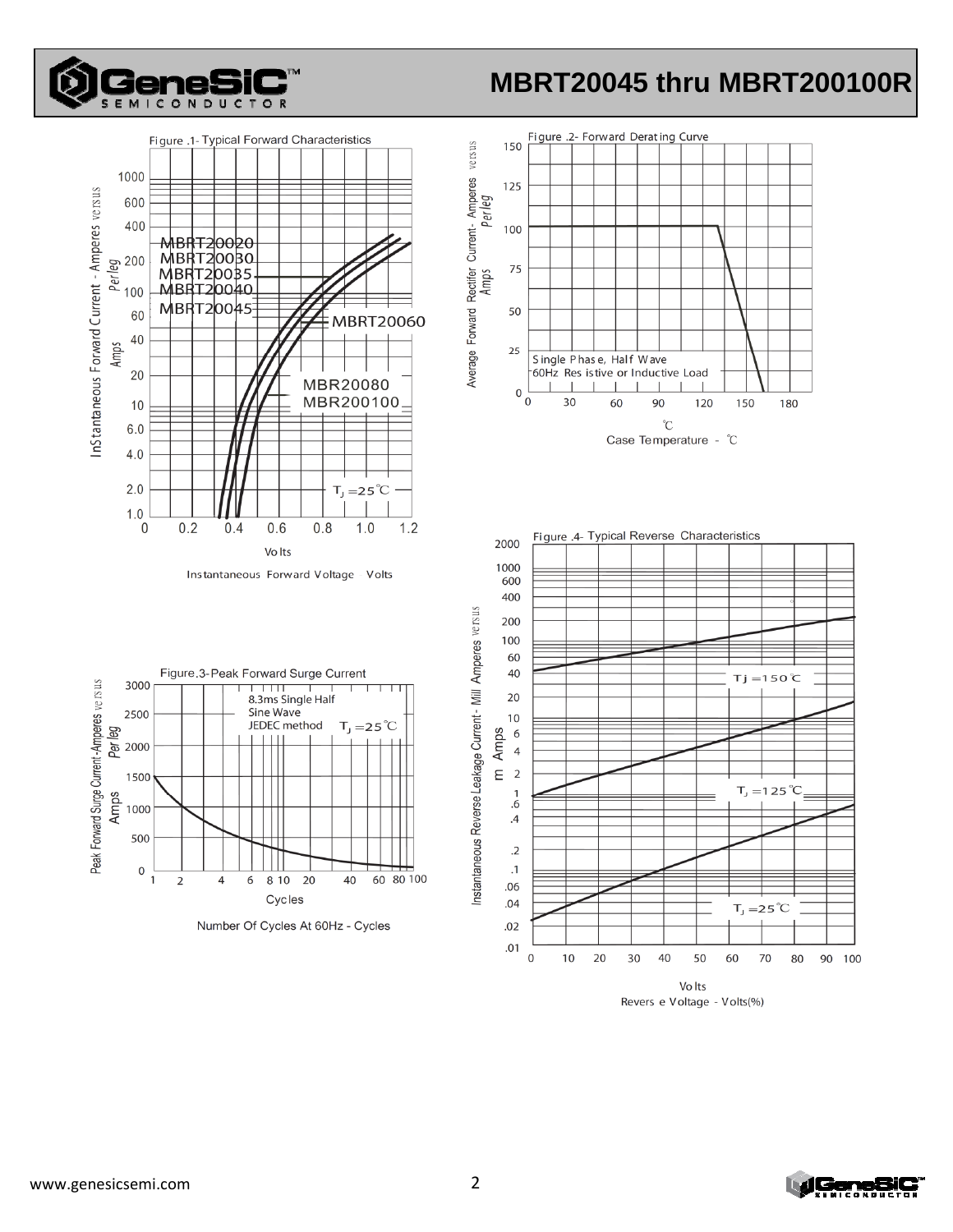Figure .1- Typical Forward Characteristics

InStantaneous Forward Current - Amperes versus Per leg Amps

1000
600
400
200
100
60
40
20
10
6.0
4.0
2.0
1.0

MBRT20020
MBRT20030
MBRT20035
MBRT20040
MBRT20045
MBRT20060
MBR20080
MBR200100

$T_J = 25℃$

0 0.2 0.4 0.6 0.8 1.0 1.2

Volts

Instantaneous Forward Voltage - Volts

Figure .2- Forward Derating Curve

Average Forward Rectifier Current- Amperes versus Per leg Amps

150
125
100
75
50
25
0

Single Phase, Half Wave
60Hz Resistive or Inductive Load

0 30 60 90 120 150 180

℃

Case Temperature - ℃

Figure.3-Peak Forward Surge Current

Peak Forward Surge Current-Amperes versus Per leg Amps

3000
2500
2000
1500
1000
500
0

8.3ms Single Half
Sine Wave
JEDEC method $T_J = 25℃$

1 2 4 6 8 10 20 40 60 80 100

Cycles

Number Of Cycles At 60Hz - Cycles

Figure .4- Typical Reverse Characteristics

Instantaneous Reverse Leakage Current - Mill Amperes versus m Amps

2000
1000
600
400
200
100
60
40
20
10
6
4
2
1
.6
.4
.2
.1
.06
.04
.02
.01

Tj =150℃

$T_J = 125℃$

$T_J = 25℃$

0 10 20 30 40 50 60 70 80 90 100

Volts

Revers e Voltage - Volts(%)